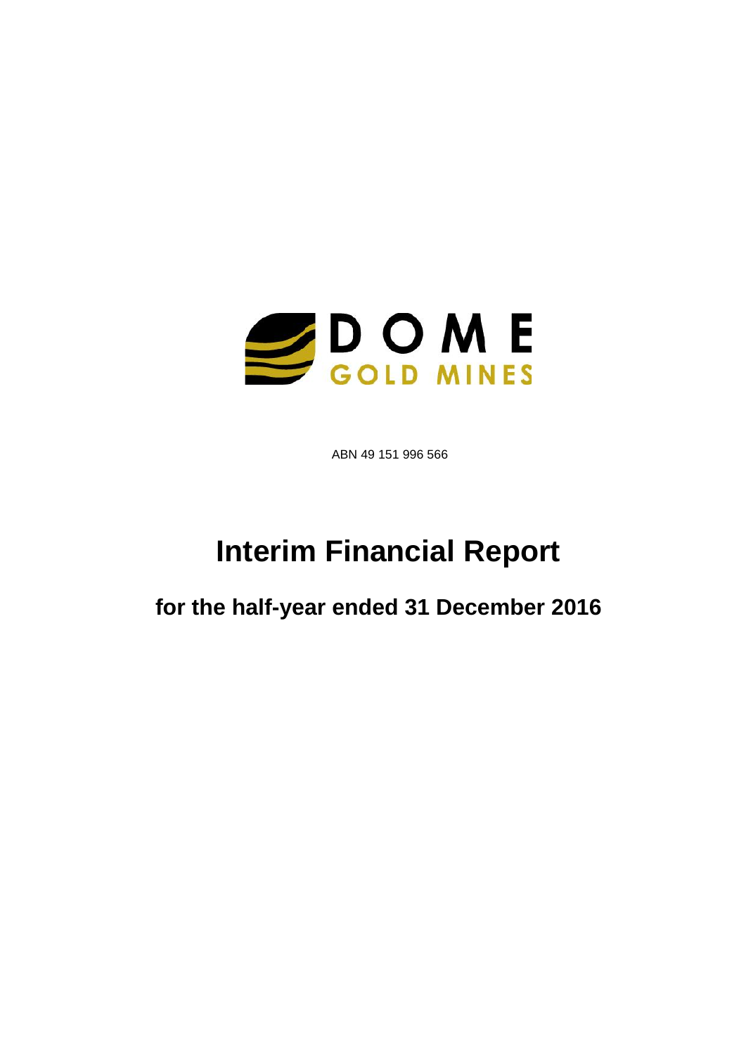DOME GOLD MINES

ABN 49 151 996 566

# Interim Financial Report

## for the half-year ended 31 December 2016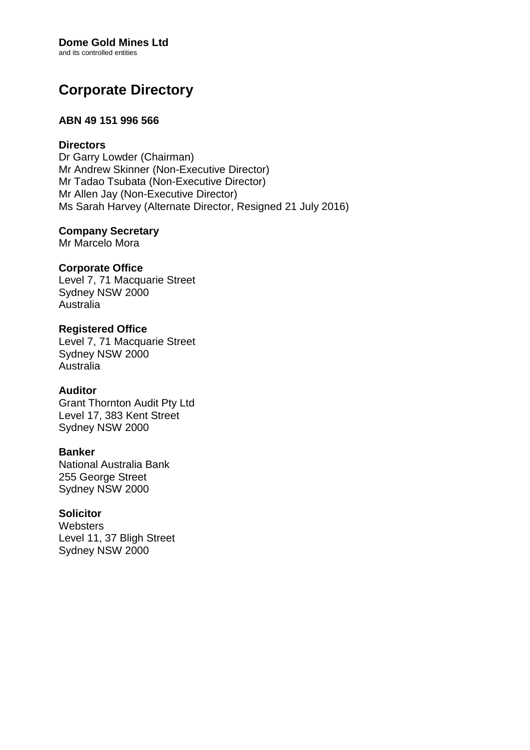**Dome Gold Mines Ltd**
and its controlled entities

# Corporate Directory

**ABN 49 151 996 566**

**Directors**
Dr Garry Lowder (Chairman)
Mr Andrew Skinner (Non-Executive Director)
Mr Tadao Tsubata (Non-Executive Director)
Mr Allen Jay (Non-Executive Director)
Ms Sarah Harvey (Alternate Director, Resigned 21 July 2016)

**Company Secretary**
Mr Marcelo Mora

**Corporate Office**
Level 7, 71 Macquarie Street
Sydney NSW 2000
Australia

**Registered Office**
Level 7, 71 Macquarie Street
Sydney NSW 2000
Australia

**Auditor**
Grant Thornton Audit Pty Ltd
Level 17, 383 Kent Street
Sydney NSW 2000

**Banker**
National Australia Bank
255 George Street
Sydney NSW 2000

**Solicitor**
Websters
Level 11, 37 Bligh Street
Sydney NSW 2000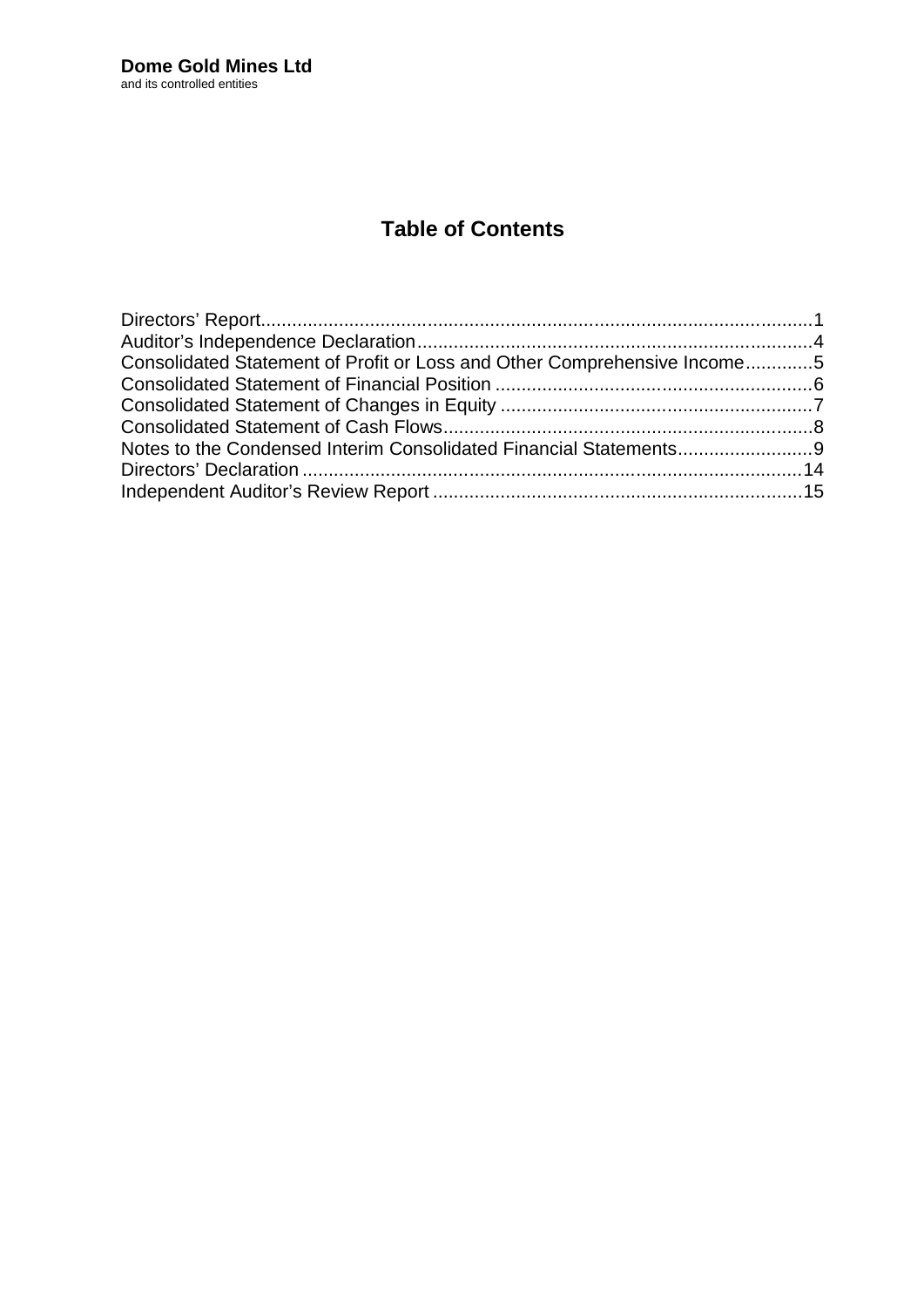**Dome Gold Mines Ltd**
and its controlled entities

# Table of Contents

| | |
|---|---|
| Directors' Report | 1 |
| Auditor's Independence Declaration | 4 |
| Consolidated Statement of Profit or Loss and Other Comprehensive Income | 5 |
| Consolidated Statement of Financial Position | 6 |
| Consolidated Statement of Changes in Equity | 7 |
| Consolidated Statement of Cash Flows | 8 |
| Notes to the Condensed Interim Consolidated Financial Statements | 9 |
| Directors' Declaration | 14 |
| Independent Auditor's Review Report | 15 |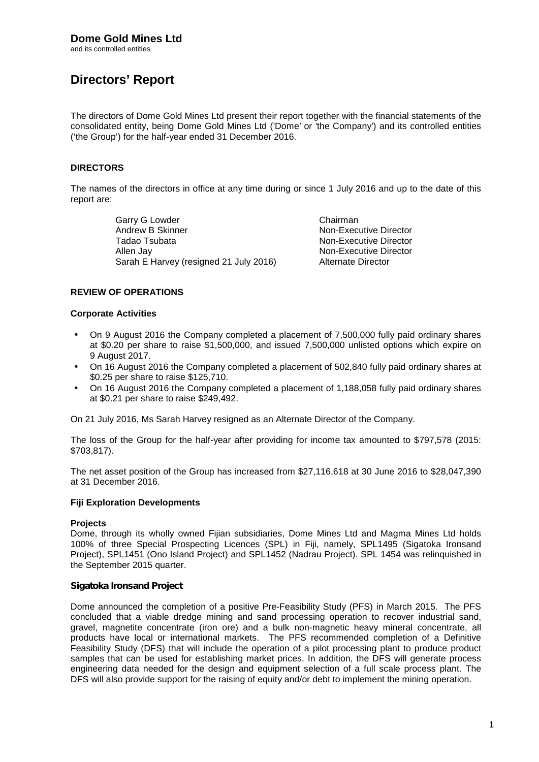**Dome Gold Mines Ltd**
and its controlled entities

# Directors' Report

The directors of Dome Gold Mines Ltd present their report together with the financial statements of the consolidated entity, being Dome Gold Mines Ltd ('Dome' or 'the Company') and its controlled entities ('the Group') for the half-year ended 31 December 2016.

## DIRECTORS

The names of the directors in office at any time during or since 1 July 2016 and up to the date of this report are:

| | |
|---|---|
| Garry G Lowder | Chairman |
| Andrew B Skinner | Non-Executive Director |
| Tadao Tsubata | Non-Executive Director |
| Allen Jay | Non-Executive Director |
| Sarah E Harvey (resigned 21 July 2016) | Alternate Director |

## REVIEW OF OPERATIONS

### Corporate Activities

- On 9 August 2016 the Company completed a placement of 7,500,000 fully paid ordinary shares at $0.20 per share to raise $1,500,000, and issued 7,500,000 unlisted options which expire on 9 August 2017.
- On 16 August 2016 the Company completed a placement of 502,840 fully paid ordinary shares at $0.25 per share to raise $125,710.
- On 16 August 2016 the Company completed a placement of 1,188,058 fully paid ordinary shares at $0.21 per share to raise $249,492.

On 21 July 2016, Ms Sarah Harvey resigned as an Alternate Director of the Company.

The loss of the Group for the half-year after providing for income tax amounted to $797,578 (2015: $703,817).

The net asset position of the Group has increased from $27,116,618 at 30 June 2016 to $28,047,390 at 31 December 2016.

### Fiji Exploration Developments

**Projects**
Dome, through its wholly owned Fijian subsidiaries, Dome Mines Ltd and Magma Mines Ltd holds 100% of three Special Prospecting Licences (SPL) in Fiji, namely, SPL1495 (Sigatoka Ironsand Project), SPL1451 (Ono Island Project) and SPL1452 (Nadrau Project). SPL 1454 was relinquished in the September 2015 quarter.

**Sigatoka Ironsand Project**

Dome announced the completion of a positive Pre-Feasibility Study (PFS) in March 2015. The PFS concluded that a viable dredge mining and sand processing operation to recover industrial sand, gravel, magnetite concentrate (iron ore) and a bulk non-magnetic heavy mineral concentrate, all products have local or international markets. The PFS recommended completion of a Definitive Feasibility Study (DFS) that will include the operation of a pilot processing plant to produce product samples that can be used for establishing market prices. In addition, the DFS will generate process engineering data needed for the design and equipment selection of a full scale process plant. The DFS will also provide support for the raising of equity and/or debt to implement the mining operation.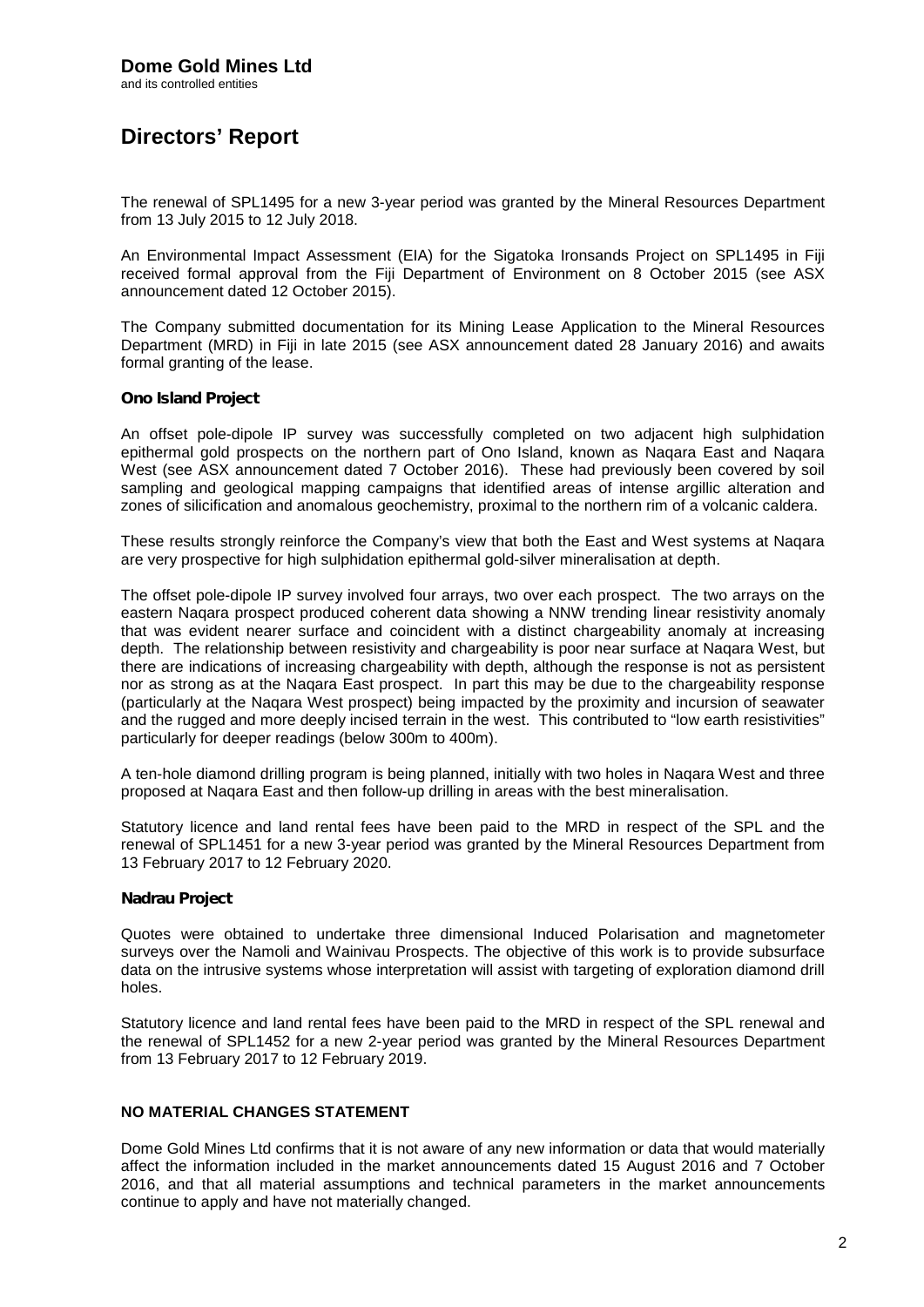The renewal of SPL1495 for a new 3-year period was granted by the Mineral Resources Department from 13 July 2015 to 12 July 2018.

An Environmental Impact Assessment (EIA) for the Sigatoka Ironsands Project on SPL1495 in Fiji received formal approval from the Fiji Department of Environment on 8 October 2015 (see ASX announcement dated 12 October 2015).

The Company submitted documentation for its Mining Lease Application to the Mineral Resources Department (MRD) in Fiji in late 2015 (see ASX announcement dated 28 January 2016) and awaits formal granting of the lease.

**Ono Island Project**

An offset pole-dipole IP survey was successfully completed on two adjacent high sulphidation epithermal gold prospects on the northern part of Ono Island, known as Naqara East and Naqara West (see ASX announcement dated 7 October 2016). These had previously been covered by soil sampling and geological mapping campaigns that identified areas of intense argillic alteration and zones of silicification and anomalous geochemistry, proximal to the northern rim of a volcanic caldera.

These results strongly reinforce the Company's view that both the East and West systems at Naqara are very prospective for high sulphidation epithermal gold-silver mineralisation at depth.

The offset pole-dipole IP survey involved four arrays, two over each prospect. The two arrays on the eastern Naqara prospect produced coherent data showing a NNW trending linear resistivity anomaly that was evident nearer surface and coincident with a distinct chargeability anomaly at increasing depth. The relationship between resistivity and chargeability is poor near surface at Naqara West, but there are indications of increasing chargeability with depth, although the response is not as persistent nor as strong as at the Naqara East prospect. In part this may be due to the chargeability response (particularly at the Naqara West prospect) being impacted by the proximity and incursion of seawater and the rugged and more deeply incised terrain in the west. This contributed to "low earth resistivities" particularly for deeper readings (below 300m to 400m).

A ten-hole diamond drilling program is being planned, initially with two holes in Naqara West and three proposed at Naqara East and then follow-up drilling in areas with the best mineralisation.

Statutory licence and land rental fees have been paid to the MRD in respect of the SPL and the renewal of SPL1451 for a new 3-year period was granted by the Mineral Resources Department from 13 February 2017 to 12 February 2020.

**Nadrau Project**

Quotes were obtained to undertake three dimensional Induced Polarisation and magnetometer surveys over the Namoli and Wainivau Prospects. The objective of this work is to provide subsurface data on the intrusive systems whose interpretation will assist with targeting of exploration diamond drill holes.

Statutory licence and land rental fees have been paid to the MRD in respect of the SPL renewal and the renewal of SPL1452 for a new 2-year period was granted by the Mineral Resources Department from 13 February 2017 to 12 February 2019.

**NO MATERIAL CHANGES STATEMENT**

Dome Gold Mines Ltd confirms that it is not aware of any new information or data that would materially affect the information included in the market announcements dated 15 August 2016 and 7 October 2016, and that all material assumptions and technical parameters in the market announcements continue to apply and have not materially changed.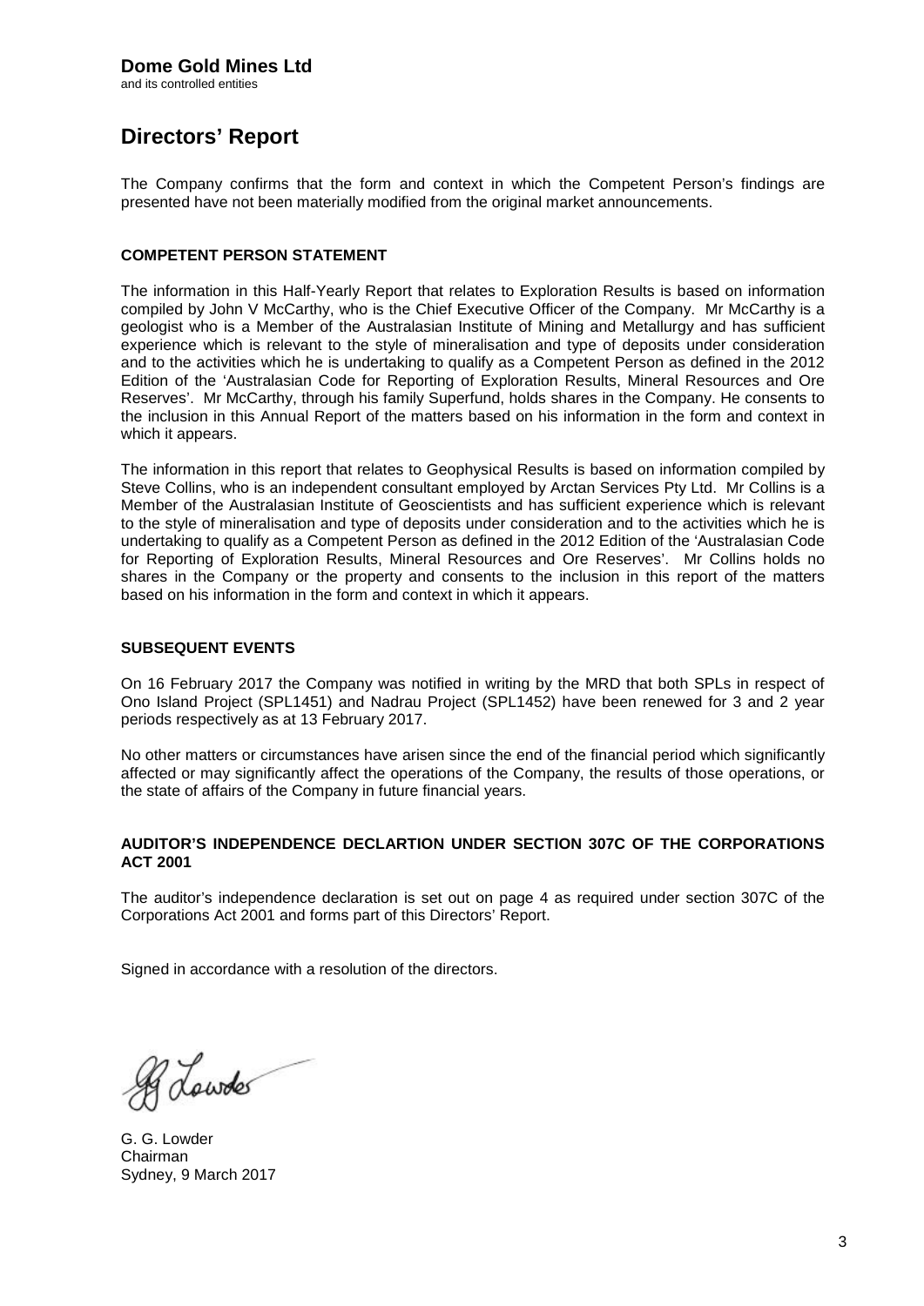**Dome Gold Mines Ltd**
and its controlled entities

# Directors' Report

The Company confirms that the form and context in which the Competent Person's findings are presented have not been materially modified from the original market announcements.

### COMPETENT PERSON STATEMENT

The information in this Half-Yearly Report that relates to Exploration Results is based on information compiled by John V McCarthy, who is the Chief Executive Officer of the Company. Mr McCarthy is a geologist who is a Member of the Australasian Institute of Mining and Metallurgy and has sufficient experience which is relevant to the style of mineralisation and type of deposits under consideration and to the activities which he is undertaking to qualify as a Competent Person as defined in the 2012 Edition of the 'Australasian Code for Reporting of Exploration Results, Mineral Resources and Ore Reserves'. Mr McCarthy, through his family Superfund, holds shares in the Company. He consents to the inclusion in this Annual Report of the matters based on his information in the form and context in which it appears.

The information in this report that relates to Geophysical Results is based on information compiled by Steve Collins, who is an independent consultant employed by Arctan Services Pty Ltd. Mr Collins is a Member of the Australasian Institute of Geoscientists and has sufficient experience which is relevant to the style of mineralisation and type of deposits under consideration and to the activities which he is undertaking to qualify as a Competent Person as defined in the 2012 Edition of the 'Australasian Code for Reporting of Exploration Results, Mineral Resources and Ore Reserves'. Mr Collins holds no shares in the Company or the property and consents to the inclusion in this report of the matters based on his information in the form and context in which it appears.

### SUBSEQUENT EVENTS

On 16 February 2017 the Company was notified in writing by the MRD that both SPLs in respect of Ono Island Project (SPL1451) and Nadrau Project (SPL1452) have been renewed for 3 and 2 year periods respectively as at 13 February 2017.

No other matters or circumstances have arisen since the end of the financial period which significantly affected or may significantly affect the operations of the Company, the results of those operations, or the state of affairs of the Company in future financial years.

### AUDITOR'S INDEPENDENCE DECLARTION UNDER SECTION 307C OF THE CORPORATIONS ACT 2001

The auditor's independence declaration is set out on page 4 as required under section 307C of the Corporations Act 2001 and forms part of this Directors' Report.

Signed in accordance with a resolution of the directors.

G. G. Lowder
Chairman
Sydney, 9 March 2017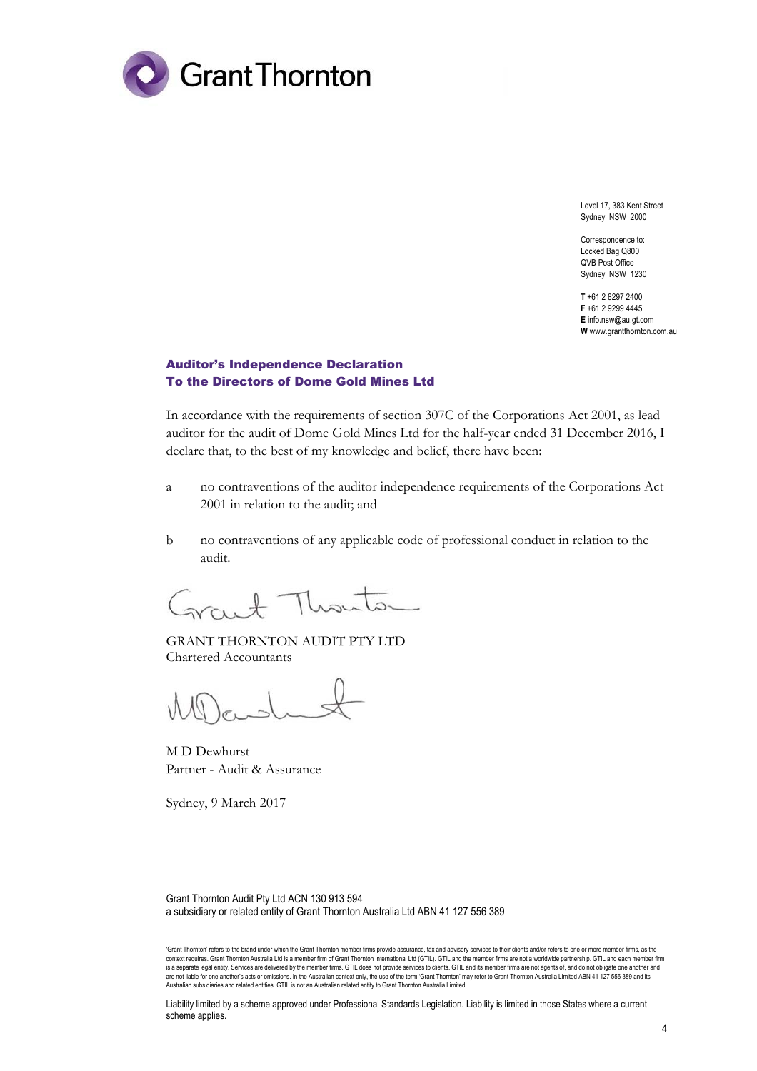Grant Thornton

Level 17, 383 Kent Street
Sydney NSW 2000

Correspondence to:
Locked Bag Q800
QVB Post Office
Sydney NSW 1230

**T** +61 2 8297 2400
**F** +61 2 9299 4445
**E** info.nsw@au.gt.com
**W** www.grantthornton.com.au

## Auditor's Independence Declaration
## To the Directors of Dome Gold Mines Ltd

In accordance with the requirements of section 307C of the Corporations Act 2001, as lead auditor for the audit of Dome Gold Mines Ltd for the half-year ended 31 December 2016, I declare that, to the best of my knowledge and belief, there have been:

a no contraventions of the auditor independence requirements of the Corporations Act 2001 in relation to the audit; and

b no contraventions of any applicable code of professional conduct in relation to the audit.

GRANT THORNTON AUDIT PTY LTD
Chartered Accountants

M D Dewhurst
Partner - Audit & Assurance

Sydney, 9 March 2017

Grant Thornton Audit Pty Ltd ACN 130 913 594
a subsidiary or related entity of Grant Thornton Australia Ltd ABN 41 127 556 389

'Grant Thornton' refers to the brand under which the Grant Thornton member firms provide assurance, tax and advisory services to their clients and/or refers to one or more member firms, as the context requires. Grant Thornton Australia Ltd is a member firm of Grant Thornton International Ltd (GTIL). GTIL and the member firms are not a worldwide partnership. GTIL and each member firm is a separate legal entity. Services are delivered by the member firms. GTIL does not provide services to clients. GTIL and its member firms are not agents of, and do not obligate one another and are not liable for one another's acts or omissions. In the Australian context only, the use of the term 'Grant Thornton' may refer to Grant Thornton Australia Limited ABN 41 127 556 389 and its Australian subsidiaries and related entities. GTIL is not an Australian related entity to Grant Thornton Australia Limited.

Liability limited by a scheme approved under Professional Standards Legislation. Liability is limited in those States where a current scheme applies.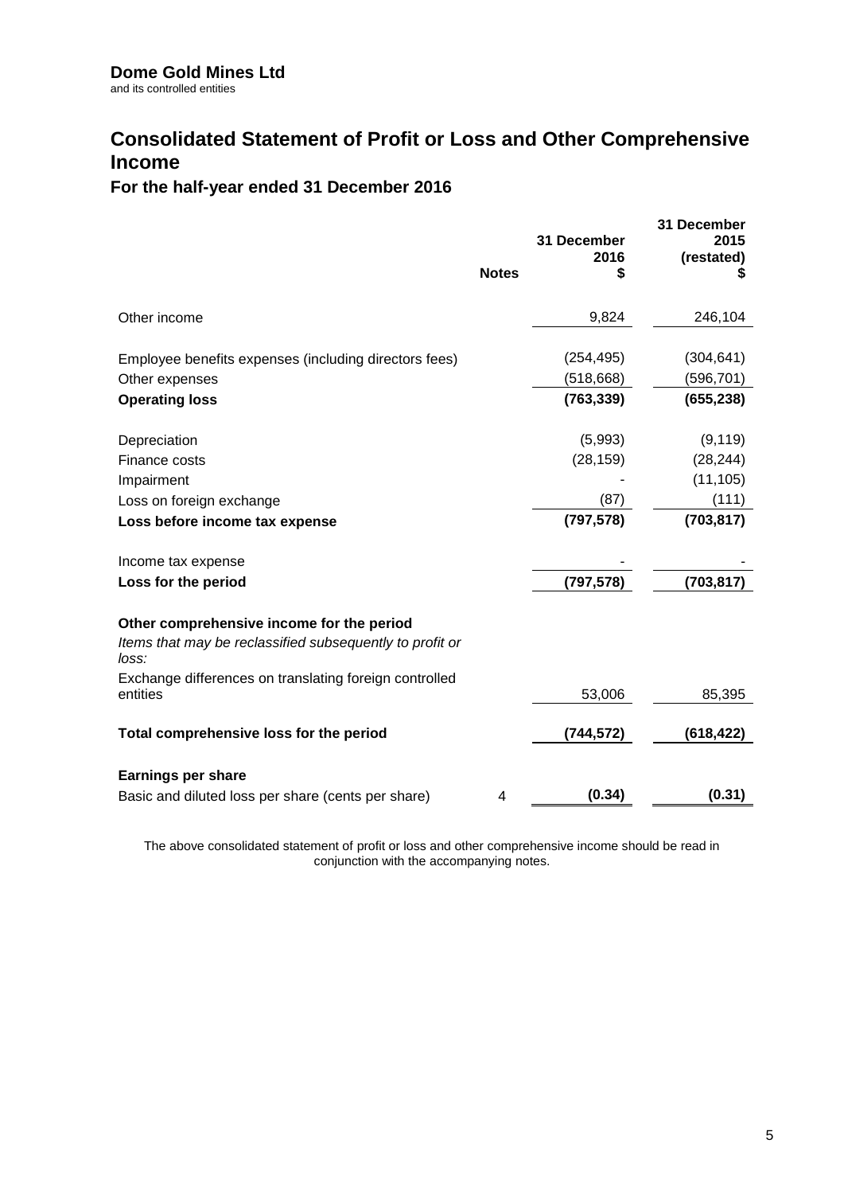**Dome Gold Mines Ltd**
and its controlled entities

# Consolidated Statement of Profit or Loss and Other Comprehensive Income

## For the half-year ended 31 December 2016

| | Notes | 31 December 2016 $ | 31 December 2015 (restated) $ |
|---|---|---|---|
| Other income | | 9,824 | 246,104 |
| | | | |
| Employee benefits expenses (including directors fees) | | (254,495) | (304,641) |
| Other expenses | | (518,668) | (596,701) |
| **Operating loss** | | **(763,339)** | **(655,238)** |
| | | | |
| Depreciation | | (5,993) | (9,119) |
| Finance costs | | (28,159) | (28,244) |
| Impairment | | - | (11,105) |
| Loss on foreign exchange | | (87) | (111) |
| **Loss before income tax expense** | | **(797,578)** | **(703,817)** |
| | | | |
| Income tax expense | | - | - |
| **Loss for the period** | | **(797,578)** | **(703,817)** |
| | | | |
| **Other comprehensive income for the period** | | | |
| *Items that may be reclassified subsequently to profit or loss:* | | | |
| Exchange differences on translating foreign controlled entities | | 53,006 | 85,395 |
| | | | |
| **Total comprehensive loss for the period** | | **(744,572)** | **(618,422)** |
| | | | |
| **Earnings per share** | | | |
| Basic and diluted loss per share (cents per share) | 4 | **(0.34)** | **(0.31)** |

The above consolidated statement of profit or loss and other comprehensive income should be read in conjunction with the accompanying notes.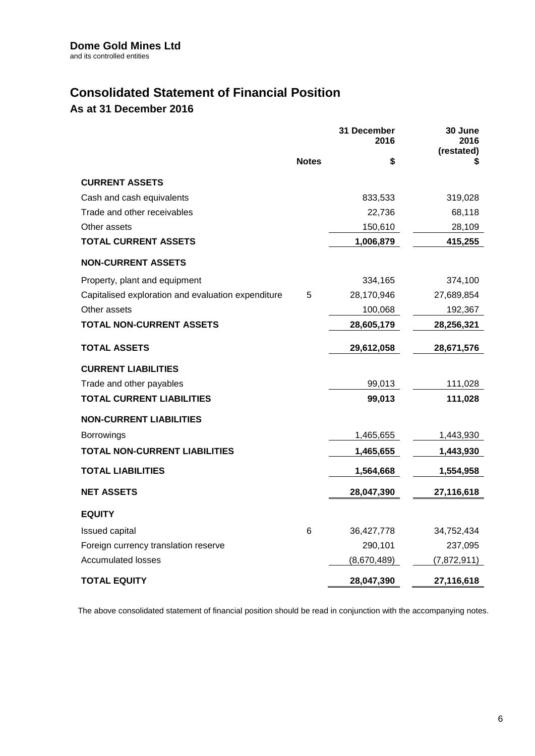**Dome Gold Mines Ltd**
and its controlled entities

# Consolidated Statement of Financial Position

## As at 31 December 2016

| | Notes | 31 December 2016 $ | 30 June 2016 (restated) $ |
|---|---|---|---|
| **CURRENT ASSETS** | | | |
| Cash and cash equivalents | | 833,533 | 319,028 |
| Trade and other receivables | | 22,736 | 68,118 |
| Other assets | | 150,610 | 28,109 |
| **TOTAL CURRENT ASSETS** | | **1,006,879** | **415,255** |
| **NON-CURRENT ASSETS** | | | |
| Property, plant and equipment | | 334,165 | 374,100 |
| Capitalised exploration and evaluation expenditure | 5 | 28,170,946 | 27,689,854 |
| Other assets | | 100,068 | 192,367 |
| **TOTAL NON-CURRENT ASSETS** | | **28,605,179** | **28,256,321** |
| **TOTAL ASSETS** | | **29,612,058** | **28,671,576** |
| **CURRENT LIABILITIES** | | | |
| Trade and other payables | | 99,013 | 111,028 |
| **TOTAL CURRENT LIABILITIES** | | **99,013** | **111,028** |
| **NON-CURRENT LIABILITIES** | | | |
| Borrowings | | 1,465,655 | 1,443,930 |
| **TOTAL NON-CURRENT LIABILITIES** | | **1,465,655** | **1,443,930** |
| **TOTAL LIABILITIES** | | **1,564,668** | **1,554,958** |
| **NET ASSETS** | | **28,047,390** | **27,116,618** |
| **EQUITY** | | | |
| Issued capital | 6 | 36,427,778 | 34,752,434 |
| Foreign currency translation reserve | | 290,101 | 237,095 |
| Accumulated losses | | (8,670,489) | (7,872,911) |
| **TOTAL EQUITY** | | **28,047,390** | **27,116,618** |

The above consolidated statement of financial position should be read in conjunction with the accompanying notes.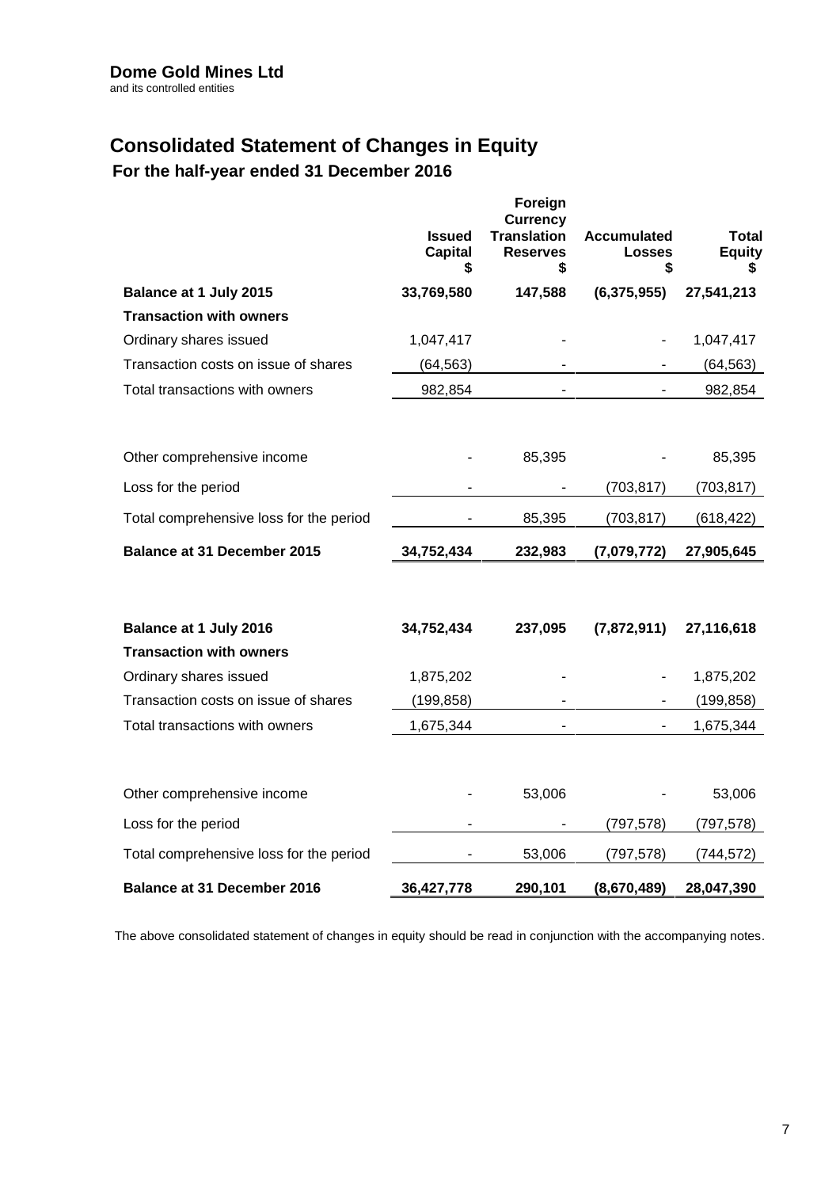**Dome Gold Mines Ltd**
and its controlled entities

# Consolidated Statement of Changes in Equity

## For the half-year ended 31 December 2016

| | Issued Capital $ | Foreign Currency Translation Reserves $ | Accumulated Losses $ | Total Equity $ |
|---|---|---|---|---|
| **Balance at 1 July 2015** | **33,769,580** | **147,588** | **(6,375,955)** | **27,541,213** |
| **Transaction with owners** | | | | |
| Ordinary shares issued | 1,047,417 | - | - | 1,047,417 |
| Transaction costs on issue of shares | (64,563) | - | - | (64,563) |
| Total transactions with owners | 982,854 | - | - | 982,854 |
| | | | | |
| Other comprehensive income | - | 85,395 | - | 85,395 |
| Loss for the period | - | - | (703,817) | (703,817) |
| Total comprehensive loss for the period | - | 85,395 | (703,817) | (618,422) |
| **Balance at 31 December 2015** | **34,752,434** | **232,983** | **(7,079,772)** | **27,905,645** |
| | | | | |
| **Balance at 1 July 2016** | **34,752,434** | **237,095** | **(7,872,911)** | **27,116,618** |
| **Transaction with owners** | | | | |
| Ordinary shares issued | 1,875,202 | - | - | 1,875,202 |
| Transaction costs on issue of shares | (199,858) | - | - | (199,858) |
| Total transactions with owners | 1,675,344 | - | - | 1,675,344 |
| | | | | |
| Other comprehensive income | - | 53,006 | - | 53,006 |
| Loss for the period | - | - | (797,578) | (797,578) |
| Total comprehensive loss for the period | - | 53,006 | (797,578) | (744,572) |
| **Balance at 31 December 2016** | **36,427,778** | **290,101** | **(8,670,489)** | **28,047,390** |

The above consolidated statement of changes in equity should be read in conjunction with the accompanying notes.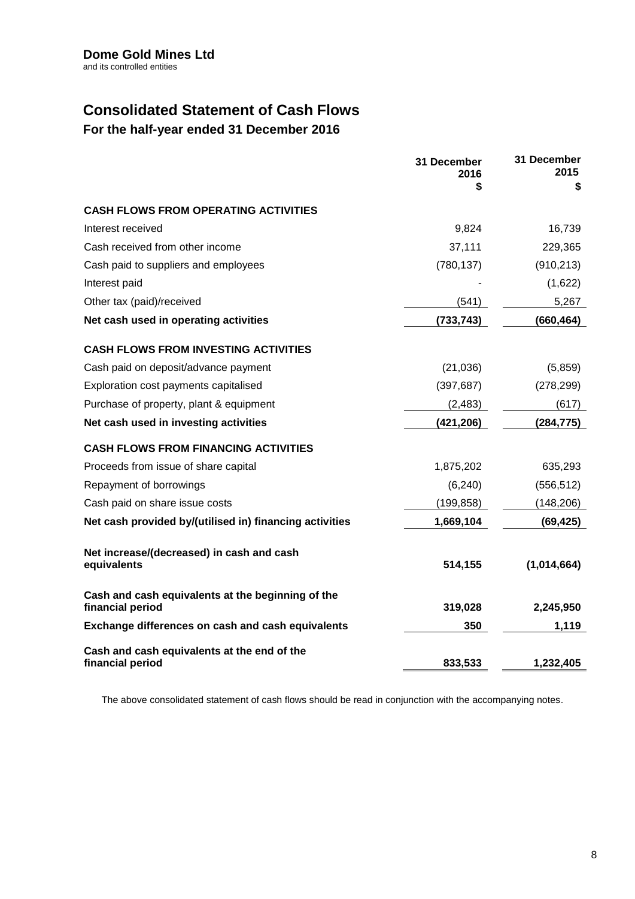**Dome Gold Mines Ltd**
and its controlled entities

# Consolidated Statement of Cash Flows

## For the half-year ended 31 December 2016

| | 31 December 2016 $ | 31 December 2015 $ |
|---|---|---|
| **CASH FLOWS FROM OPERATING ACTIVITIES** | | |
| Interest received | 9,824 | 16,739 |
| Cash received from other income | 37,111 | 229,365 |
| Cash paid to suppliers and employees | (780,137) | (910,213) |
| Interest paid | - | (1,622) |
| Other tax (paid)/received | (541) | 5,267 |
| **Net cash used in operating activities** | **(733,743)** | **(660,464)** |
| **CASH FLOWS FROM INVESTING ACTIVITIES** | | |
| Cash paid on deposit/advance payment | (21,036) | (5,859) |
| Exploration cost payments capitalised | (397,687) | (278,299) |
| Purchase of property, plant & equipment | (2,483) | (617) |
| **Net cash used in investing activities** | **(421,206)** | **(284,775)** |
| **CASH FLOWS FROM FINANCING ACTIVITIES** | | |
| Proceeds from issue of share capital | 1,875,202 | 635,293 |
| Repayment of borrowings | (6,240) | (556,512) |
| Cash paid on share issue costs | (199,858) | (148,206) |
| **Net cash provided by/(utilised in) financing activities** | **1,669,104** | **(69,425)** |
| **Net increase/(decreased) in cash and cash equivalents** | **514,155** | **(1,014,664)** |
| **Cash and cash equivalents at the beginning of the financial period** | **319,028** | **2,245,950** |
| **Exchange differences on cash and cash equivalents** | **350** | **1,119** |
| **Cash and cash equivalents at the end of the financial period** | **833,533** | **1,232,405** |

The above consolidated statement of cash flows should be read in conjunction with the accompanying notes.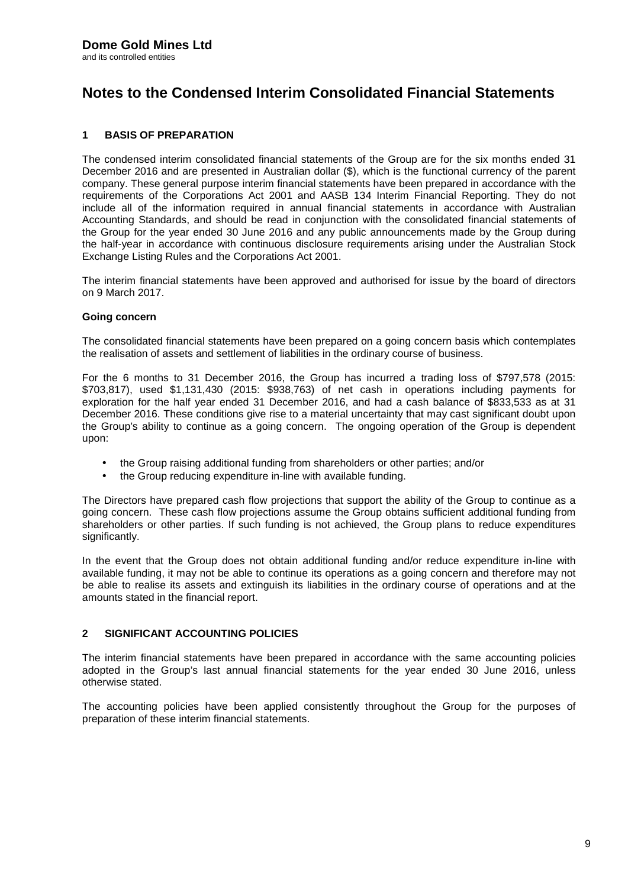**Dome Gold Mines Ltd**
and its controlled entities

# Notes to the Condensed Interim Consolidated Financial Statements

## 1 BASIS OF PREPARATION

The condensed interim consolidated financial statements of the Group are for the six months ended 31 December 2016 and are presented in Australian dollar ($), which is the functional currency of the parent company. These general purpose interim financial statements have been prepared in accordance with the requirements of the Corporations Act 2001 and AASB 134 Interim Financial Reporting. They do not include all of the information required in annual financial statements in accordance with Australian Accounting Standards, and should be read in conjunction with the consolidated financial statements of the Group for the year ended 30 June 2016 and any public announcements made by the Group during the half-year in accordance with continuous disclosure requirements arising under the Australian Stock Exchange Listing Rules and the Corporations Act 2001.

The interim financial statements have been approved and authorised for issue by the board of directors on 9 March 2017.

### Going concern

The consolidated financial statements have been prepared on a going concern basis which contemplates the realisation of assets and settlement of liabilities in the ordinary course of business.

For the 6 months to 31 December 2016, the Group has incurred a trading loss of $797,578 (2015: $703,817), used $1,131,430 (2015: $938,763) of net cash in operations including payments for exploration for the half year ended 31 December 2016, and had a cash balance of $833,533 as at 31 December 2016. These conditions give rise to a material uncertainty that may cast significant doubt upon the Group's ability to continue as a going concern. The ongoing operation of the Group is dependent upon:

- the Group raising additional funding from shareholders or other parties; and/or
- the Group reducing expenditure in-line with available funding.

The Directors have prepared cash flow projections that support the ability of the Group to continue as a going concern. These cash flow projections assume the Group obtains sufficient additional funding from shareholders or other parties. If such funding is not achieved, the Group plans to reduce expenditures significantly.

In the event that the Group does not obtain additional funding and/or reduce expenditure in-line with available funding, it may not be able to continue its operations as a going concern and therefore may not be able to realise its assets and extinguish its liabilities in the ordinary course of operations and at the amounts stated in the financial report.

## 2 SIGNIFICANT ACCOUNTING POLICIES

The interim financial statements have been prepared in accordance with the same accounting policies adopted in the Group's last annual financial statements for the year ended 30 June 2016, unless otherwise stated.

The accounting policies have been applied consistently throughout the Group for the purposes of preparation of these interim financial statements.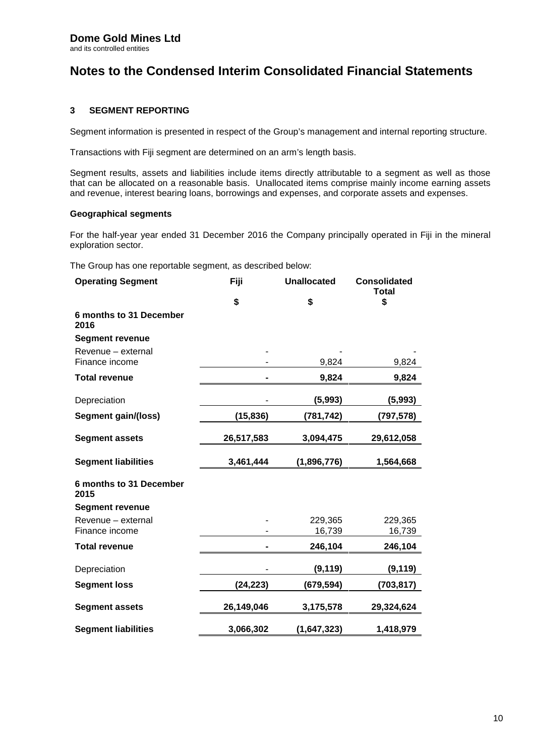**Dome Gold Mines Ltd**
and its controlled entities

# Notes to the Condensed Interim Consolidated Financial Statements

## 3 SEGMENT REPORTING

Segment information is presented in respect of the Group's management and internal reporting structure.

Transactions with Fiji segment are determined on an arm's length basis.

Segment results, assets and liabilities include items directly attributable to a segment as well as those that can be allocated on a reasonable basis. Unallocated items comprise mainly income earning assets and revenue, interest bearing loans, borrowings and expenses, and corporate assets and expenses.

### Geographical segments

For the half-year year ended 31 December 2016 the Company principally operated in Fiji in the mineral exploration sector.

The Group has one reportable segment, as described below:

| Operating Segment | Fiji | Unallocated | Consolidated Total |
|---|---|---|---|
| | $ | $ | $ |
| **6 months to 31 December 2016** | | | |
| **Segment revenue** | | | |
| Revenue – external | - | - | - |
| Finance income | - | 9,824 | 9,824 |
| **Total revenue** | **-** | **9,824** | **9,824** |
| Depreciation | - | **(5,993)** | **(5,993)** |
| **Segment gain/(loss)** | **(15,836)** | **(781,742)** | **(797,578)** |
| **Segment assets** | **26,517,583** | **3,094,475** | **29,612,058** |
| **Segment liabilities** | **3,461,444** | **(1,896,776)** | **1,564,668** |
| **6 months to 31 December 2015** | | | |
| **Segment revenue** | | | |
| Revenue – external | - | 229,365 | 229,365 |
| Finance income | - | 16,739 | 16,739 |
| **Total revenue** | **-** | **246,104** | **246,104** |
| Depreciation | - | **(9,119)** | **(9,119)** |
| **Segment loss** | **(24,223)** | **(679,594)** | **(703,817)** |
| **Segment assets** | **26,149,046** | **3,175,578** | **29,324,624** |
| **Segment liabilities** | **3,066,302** | **(1,647,323)** | **1,418,979** |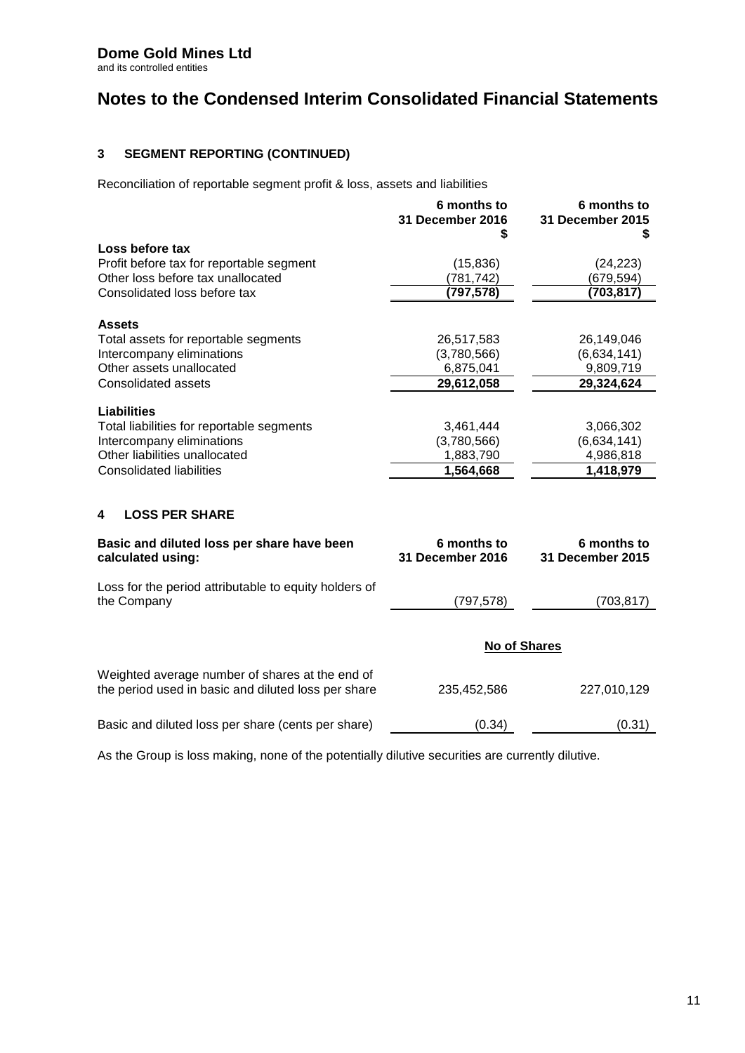**Dome Gold Mines Ltd**
and its controlled entities

# Notes to the Condensed Interim Consolidated Financial Statements

## 3 SEGMENT REPORTING (CONTINUED)

Reconciliation of reportable segment profit & loss, assets and liabilities

| | 6 months to 31 December 2016 $ | 6 months to 31 December 2015 $ |
|---|---|---|
| **Loss before tax** | | |
| Profit before tax for reportable segment | (15,836) | (24,223) |
| Other loss before tax unallocated | (781,742) | (679,594) |
| Consolidated loss before tax | **(797,578)** | **(703,817)** |
| **Assets** | | |
| Total assets for reportable segments | 26,517,583 | 26,149,046 |
| Intercompany eliminations | (3,780,566) | (6,634,141) |
| Other assets unallocated | 6,875,041 | 9,809,719 |
| Consolidated assets | **29,612,058** | **29,324,624** |
| **Liabilities** | | |
| Total liabilities for reportable segments | 3,461,444 | 3,066,302 |
| Intercompany eliminations | (3,780,566) | (6,634,141) |
| Other liabilities unallocated | 1,883,790 | 4,986,818 |
| Consolidated liabilities | **1,564,668** | **1,418,979** |

## 4 LOSS PER SHARE

| **Basic and diluted loss per share have been calculated using:** | **6 months to 31 December 2016** | **6 months to 31 December 2015** |
|---|---|---|
| Loss for the period attributable to equity holders of the Company | (797,578) | (703,817) |
| | **No of Shares** | |
| Weighted average number of shares at the end of the period used in basic and diluted loss per share | 235,452,586 | 227,010,129 |
| Basic and diluted loss per share (cents per share) | (0.34) | (0.31) |

As the Group is loss making, none of the potentially dilutive securities are currently dilutive.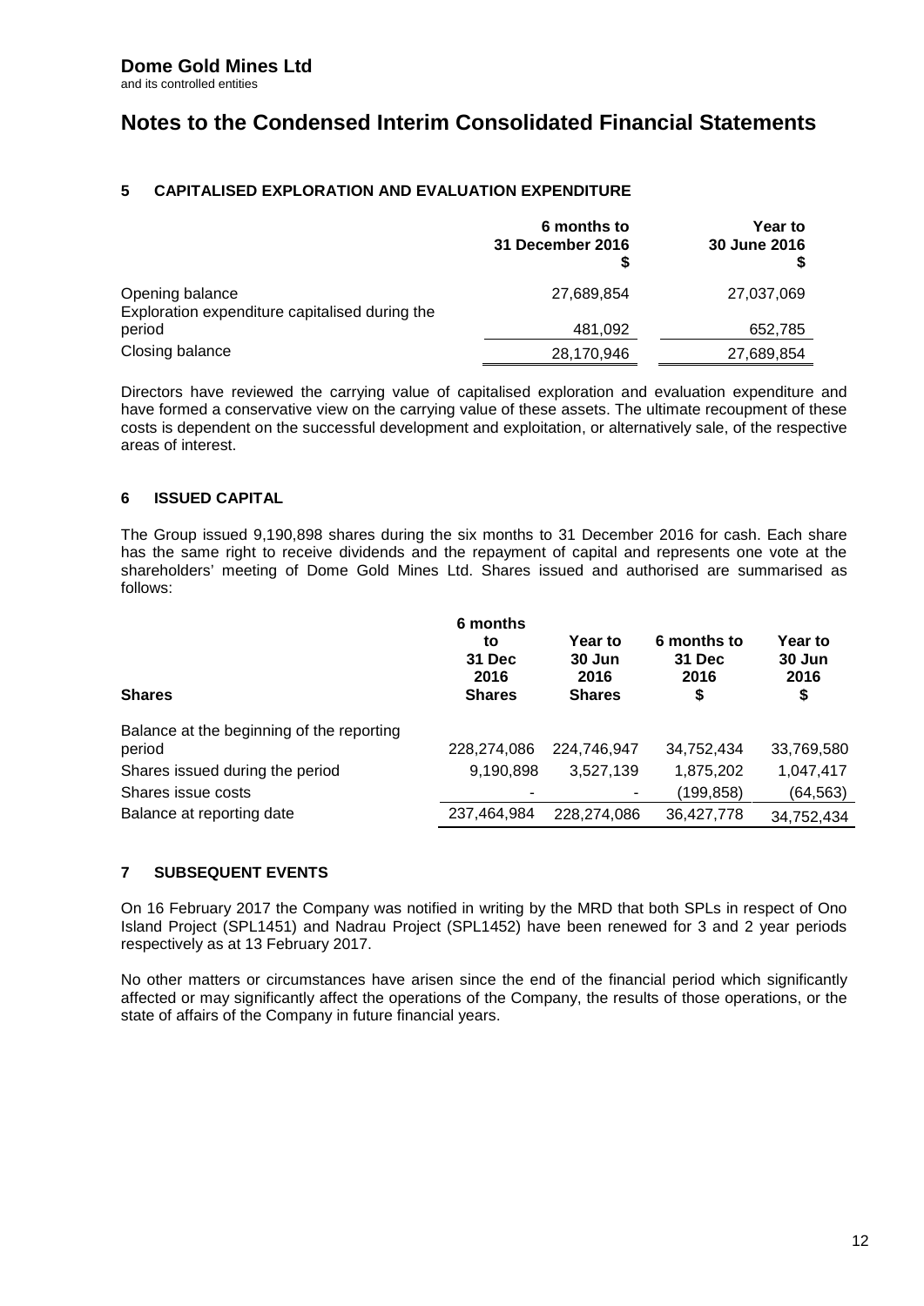**Dome Gold Mines Ltd**
and its controlled entities

# Notes to the Condensed Interim Consolidated Financial Statements

## 5 CAPITALISED EXPLORATION AND EVALUATION EXPENDITURE

| | 6 months to 31 December 2016 $ | Year to 30 June 2016 $ |
|---|---|---|
| Opening balance | 27,689,854 | 27,037,069 |
| Exploration expenditure capitalised during the period | 481,092 | 652,785 |
| Closing balance | 28,170,946 | 27,689,854 |

Directors have reviewed the carrying value of capitalised exploration and evaluation expenditure and have formed a conservative view on the carrying value of these assets. The ultimate recoupment of these costs is dependent on the successful development and exploitation, or alternatively sale, of the respective areas of interest.

## 6 ISSUED CAPITAL

The Group issued 9,190,898 shares during the six months to 31 December 2016 for cash. Each share has the same right to receive dividends and the repayment of capital and represents one vote at the shareholders' meeting of Dome Gold Mines Ltd. Shares issued and authorised are summarised as follows:

| Shares | 6 months to 31 Dec 2016 Shares | Year to 30 Jun 2016 Shares | 6 months to 31 Dec 2016 $ | Year to 30 Jun 2016 $ |
|---|---|---|---|---|
| Balance at the beginning of the reporting period | 228,274,086 | 224,746,947 | 34,752,434 | 33,769,580 |
| Shares issued during the period | 9,190,898 | 3,527,139 | 1,875,202 | 1,047,417 |
| Shares issue costs | - | - | (199,858) | (64,563) |
| Balance at reporting date | 237,464,984 | 228,274,086 | 36,427,778 | 34,752,434 |

## 7 SUBSEQUENT EVENTS

On 16 February 2017 the Company was notified in writing by the MRD that both SPLs in respect of Ono Island Project (SPL1451) and Nadrau Project (SPL1452) have been renewed for 3 and 2 year periods respectively as at 13 February 2017.

No other matters or circumstances have arisen since the end of the financial period which significantly affected or may significantly affect the operations of the Company, the results of those operations, or the state of affairs of the Company in future financial years.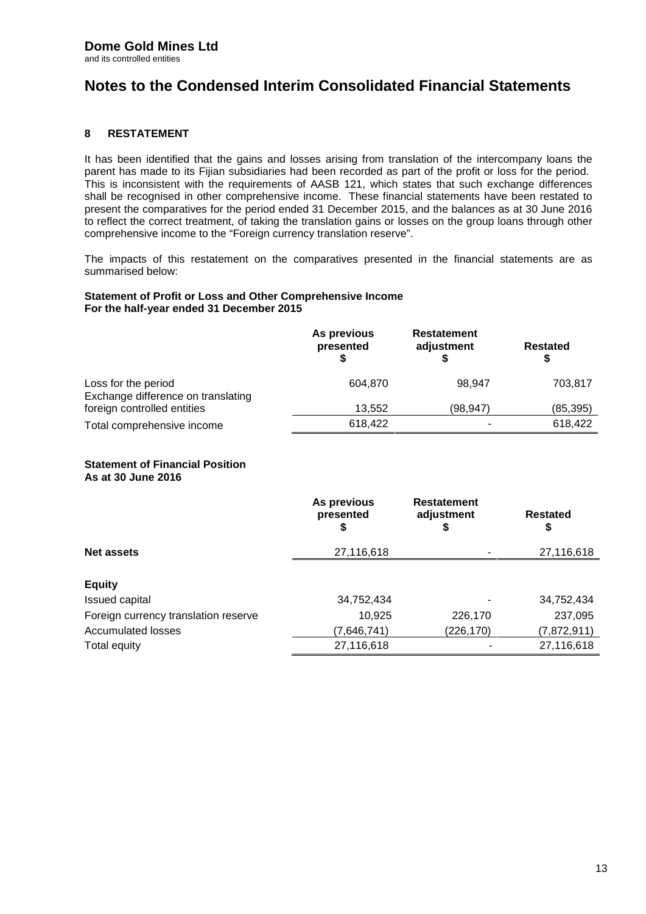**Dome Gold Mines Ltd**
and its controlled entities

# Notes to the Condensed Interim Consolidated Financial Statements

## 8 RESTATEMENT

It has been identified that the gains and losses arising from translation of the intercompany loans the parent has made to its Fijian subsidiaries had been recorded as part of the profit or loss for the period. This is inconsistent with the requirements of AASB 121, which states that such exchange differences shall be recognised in other comprehensive income. These financial statements have been restated to present the comparatives for the period ended 31 December 2015, and the balances as at 30 June 2016 to reflect the correct treatment, of taking the translation gains or losses on the group loans through other comprehensive income to the "Foreign currency translation reserve".

The impacts of this restatement on the comparatives presented in the financial statements are as summarised below:

**Statement of Profit or Loss and Other Comprehensive Income**
**For the half-year ended 31 December 2015**

| | As previous presented $ | Restatement adjustment $ | Restated $ |
|---|---|---|---|
| Loss for the period | 604,870 | 98,947 | 703,817 |
| Exchange difference on translating foreign controlled entities | 13,552 | (98,947) | (85,395) |
| Total comprehensive income | 618,422 | - | 618,422 |

**Statement of Financial Position**
**As at 30 June 2016**

| | As previous presented $ | Restatement adjustment $ | Restated $ |
|---|---|---|---|
| **Net assets** | 27,116,618 | - | 27,116,618 |
| **Equity** | | | |
| Issued capital | 34,752,434 | - | 34,752,434 |
| Foreign currency translation reserve | 10,925 | 226,170 | 237,095 |
| Accumulated losses | (7,646,741) | (226,170) | (7,872,911) |
| Total equity | 27,116,618 | - | 27,116,618 |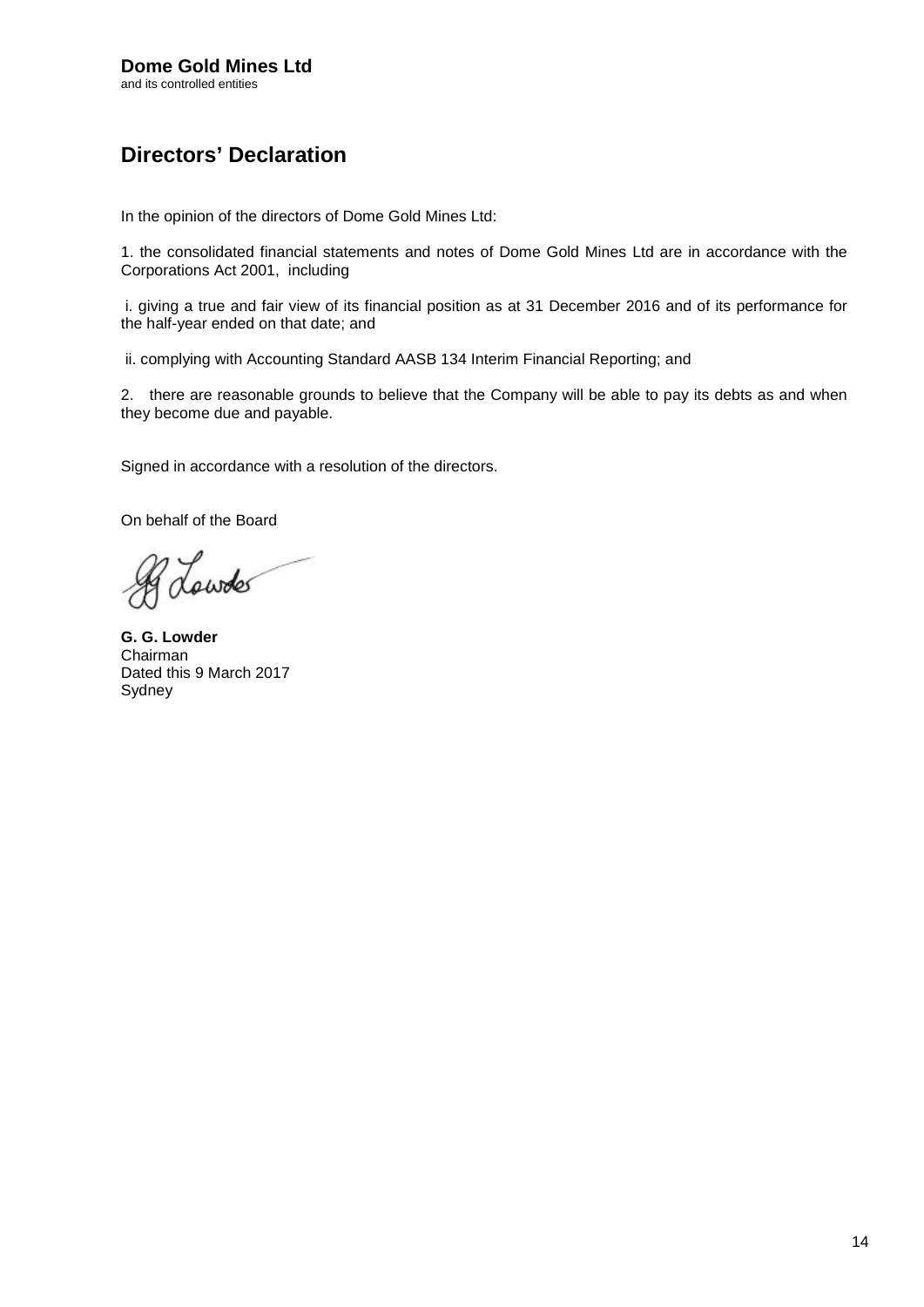**Dome Gold Mines Ltd**
and its controlled entities

# Directors' Declaration

In the opinion of the directors of Dome Gold Mines Ltd:

1. the consolidated financial statements and notes of Dome Gold Mines Ltd are in accordance with the Corporations Act 2001, including

i. giving a true and fair view of its financial position as at 31 December 2016 and of its performance for the half-year ended on that date; and

ii. complying with Accounting Standard AASB 134 Interim Financial Reporting; and

2. there are reasonable grounds to believe that the Company will be able to pay its debts as and when they become due and payable.

Signed in accordance with a resolution of the directors.

On behalf of the Board

**G. G. Lowder**
Chairman
Dated this 9 March 2017
Sydney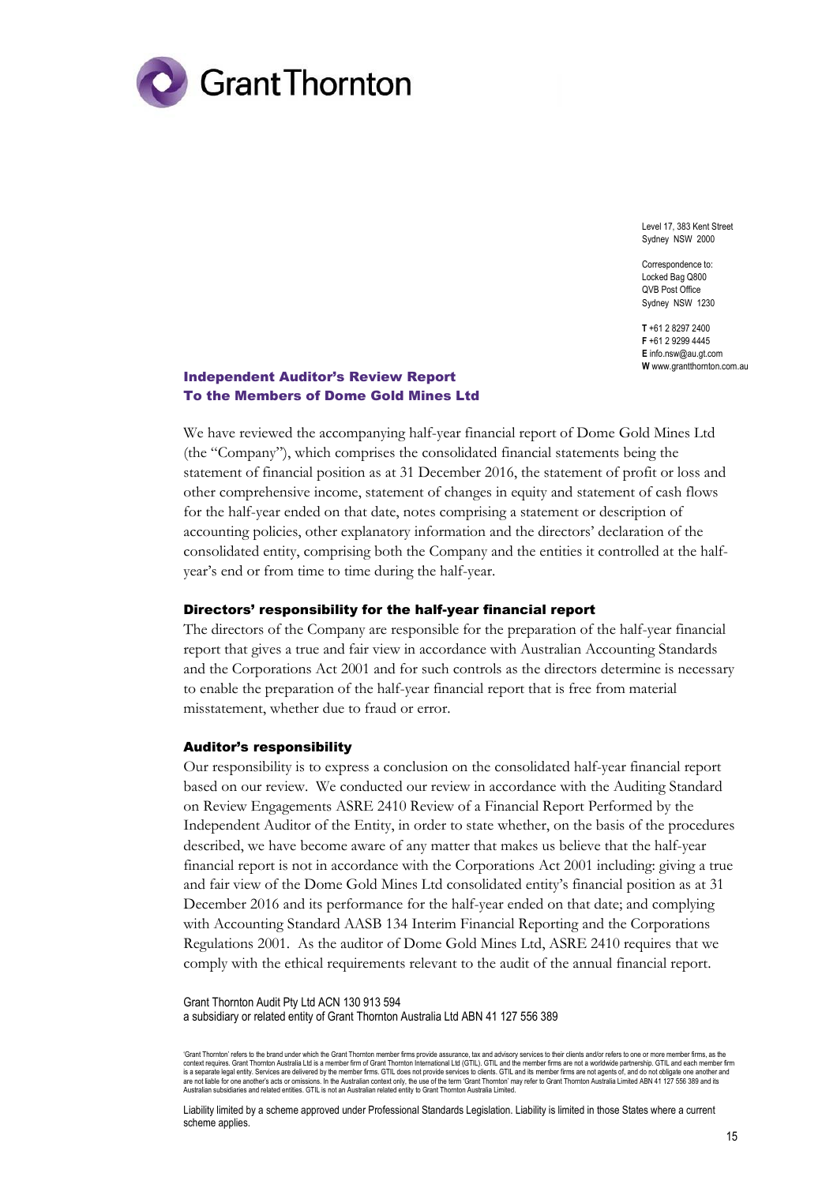Grant Thornton

Level 17, 383 Kent Street
Sydney NSW 2000

Correspondence to:
Locked Bag Q800
QVB Post Office
Sydney NSW 1230

**T** +61 2 8297 2400
**F** +61 2 9299 4445
**E** info.nsw@au.gt.com
**W** www.grantthornton.com.au

## Independent Auditor's Review Report
## To the Members of Dome Gold Mines Ltd

We have reviewed the accompanying half-year financial report of Dome Gold Mines Ltd (the "Company"), which comprises the consolidated financial statements being the statement of financial position as at 31 December 2016, the statement of profit or loss and other comprehensive income, statement of changes in equity and statement of cash flows for the half-year ended on that date, notes comprising a statement or description of accounting policies, other explanatory information and the directors' declaration of the consolidated entity, comprising both the Company and the entities it controlled at the half-year's end or from time to time during the half-year.

### Directors' responsibility for the half-year financial report

The directors of the Company are responsible for the preparation of the half-year financial report that gives a true and fair view in accordance with Australian Accounting Standards and the Corporations Act 2001 and for such controls as the directors determine is necessary to enable the preparation of the half-year financial report that is free from material misstatement, whether due to fraud or error.

### Auditor's responsibility

Our responsibility is to express a conclusion on the consolidated half-year financial report based on our review. We conducted our review in accordance with the Auditing Standard on Review Engagements ASRE 2410 Review of a Financial Report Performed by the Independent Auditor of the Entity, in order to state whether, on the basis of the procedures described, we have become aware of any matter that makes us believe that the half-year financial report is not in accordance with the Corporations Act 2001 including: giving a true and fair view of the Dome Gold Mines Ltd consolidated entity's financial position as at 31 December 2016 and its performance for the half-year ended on that date; and complying with Accounting Standard AASB 134 Interim Financial Reporting and the Corporations Regulations 2001. As the auditor of Dome Gold Mines Ltd, ASRE 2410 requires that we comply with the ethical requirements relevant to the audit of the annual financial report.

Grant Thornton Audit Pty Ltd ACN 130 913 594
a subsidiary or related entity of Grant Thornton Australia Ltd ABN 41 127 556 389

'Grant Thornton' refers to the brand under which the Grant Thornton member firms provide assurance, tax and advisory services to their clients and/or refers to one or more member firms, as the context requires. Grant Thornton Australia Ltd is a member firm of Grant Thornton International Ltd (GTIL). GTIL and the member firms are not a worldwide partnership. GTIL and each member firm is a separate legal entity. Services are delivered by the member firms. GTIL does not provide services to clients. GTIL and its member firms are not agents of, and do not obligate one another and are not liable for one another's acts or omissions. In the Australian context only, the use of the term 'Grant Thornton' may refer to Grant Thornton Australia Limited ABN 41 127 556 389 and its Australian subsidiaries and related entities. GTIL is not an Australian related entity to Grant Thornton Australia Limited.

Liability limited by a scheme approved under Professional Standards Legislation. Liability is limited in those States where a current scheme applies.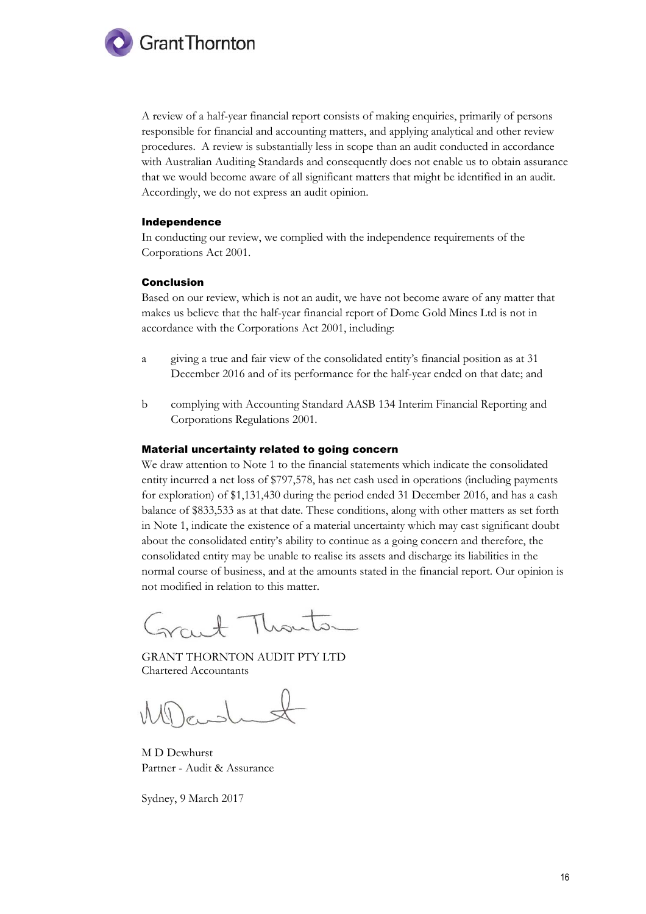A review of a half-year financial report consists of making enquiries, primarily of persons responsible for financial and accounting matters, and applying analytical and other review procedures. A review is substantially less in scope than an audit conducted in accordance with Australian Auditing Standards and consequently does not enable us to obtain assurance that we would become aware of all significant matters that might be identified in an audit. Accordingly, we do not express an audit opinion.

**Independence**

In conducting our review, we complied with the independence requirements of the Corporations Act 2001.

**Conclusion**

Based on our review, which is not an audit, we have not become aware of any matter that makes us believe that the half-year financial report of Dome Gold Mines Ltd is not in accordance with the Corporations Act 2001, including:

a giving a true and fair view of the consolidated entity's financial position as at 31 December 2016 and of its performance for the half-year ended on that date; and

b complying with Accounting Standard AASB 134 Interim Financial Reporting and Corporations Regulations 2001.

**Material uncertainty related to going concern**

We draw attention to Note 1 to the financial statements which indicate the consolidated entity incurred a net loss of $797,578, has net cash used in operations (including payments for exploration) of $1,131,430 during the period ended 31 December 2016, and has a cash balance of $833,533 as at that date. These conditions, along with other matters as set forth in Note 1, indicate the existence of a material uncertainty which may cast significant doubt about the consolidated entity's ability to continue as a going concern and therefore, the consolidated entity may be unable to realise its assets and discharge its liabilities in the normal course of business, and at the amounts stated in the financial report. Our opinion is not modified in relation to this matter.

GRANT THORNTON AUDIT PTY LTD
Chartered Accountants

M D Dewhurst
Partner - Audit & Assurance

Sydney, 9 March 2017